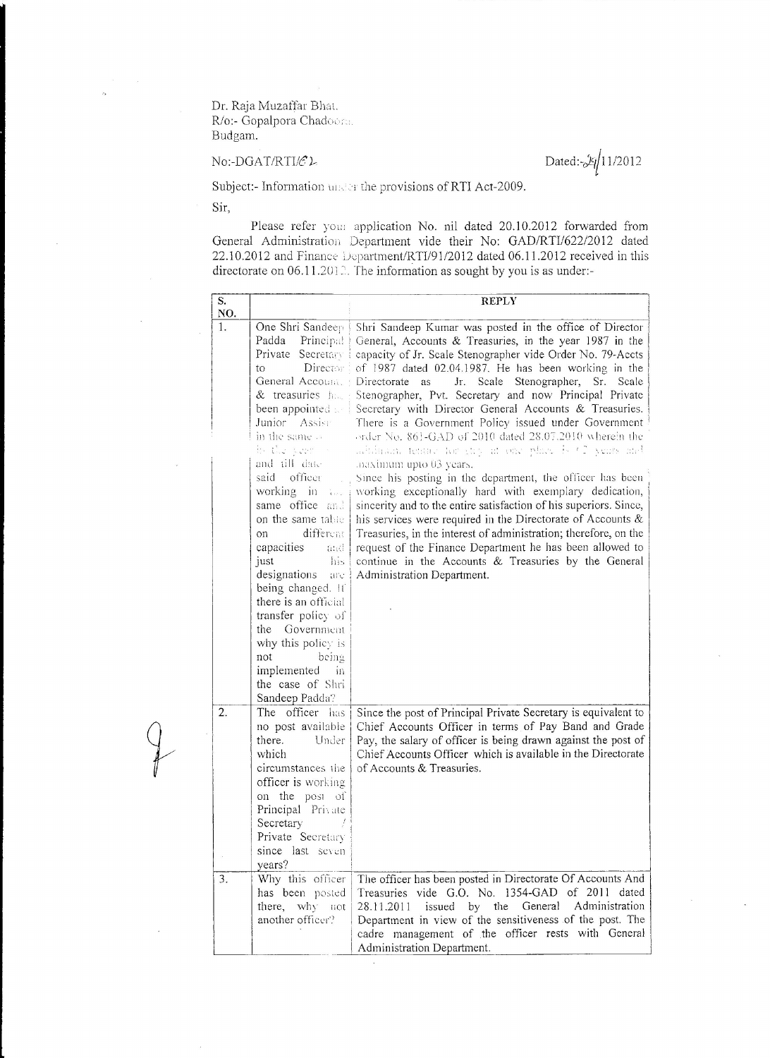Dr. Raja Muzaffar Bhat.
R/o:- Gopalpora Chadoora.
Budgam.

No:-DGAT/RTI/62

Dated:-24/11/2012

Subject:- Information under the provisions of RTI Act-2009.

Sir,

Please refer your application No. nil dated 20.10.2012 forwarded from General Administration Department vide their No: GAD/RTI/622/2012 dated 22.10.2012 and Finance Department/RTI/91/2012 dated 06.11.2012 received in this directorate on 06.11.2012. The information as sought by you is as under:-

| S. NO. | | REPLY |
|---|---|---|
| 1. | One Shri Sandeep Padda Principal Private Secretary to Director General Accounts & treasuries has been appointed as Junior Assistant in the same office by the year ... and till date said officer working in the same office and on the same table on different capacities and just his designations are being changed. If there is an official transfer policy of the Government why this policy is not being implemented in the case of Shri Sandeep Padda? | Shri Sandeep Kumar was posted in the office of Director General, Accounts & Treasuries, in the year 1987 in the capacity of Jr. Scale Stenographer vide Order No. 79-Accts of 1987 dated 02.04.1987. He has been working in the Directorate as Jr. Scale Stenographer, Sr. Scale Stenographer, Pvt. Secretary and now Principal Private Secretary with Director General Accounts & Treasuries. There is a Government Policy issued under Government order No. 861-GAD of 2010 dated 28.07.2010 wherein the minimum tenure for stay at one place is 02 years and maximum upto 03 years.<br>Since his posting in the department, the officer has been working exceptionally hard with exemplary dedication, sincerity and to the entire satisfaction of his superiors. Since, his services were required in the Directorate of Accounts & Treasuries, in the interest of administration; therefore, on the request of the Finance Department he has been allowed to continue in the Accounts & Treasuries by the General Administration Department. |
| 2. | The officer has no post available there. Under which circumstances the officer is working on the post of Principal Private Secretary / Private Secretary since last seven years? | Since the post of Principal Private Secretary is equivalent to Chief Accounts Officer in terms of Pay Band and Grade Pay, the salary of officer is being drawn against the post of Chief Accounts Officer which is available in the Directorate of Accounts & Treasuries. |
| 3. | Why this officer has been posted there, why not another officer? | The officer has been posted in Directorate Of Accounts And Treasuries vide G.O. No. 1354-GAD of 2011 dated 28.11.2011 issued by the General Administration Department in view of the sensitiveness of the post. The cadre management of the officer rests with General Administration Department. |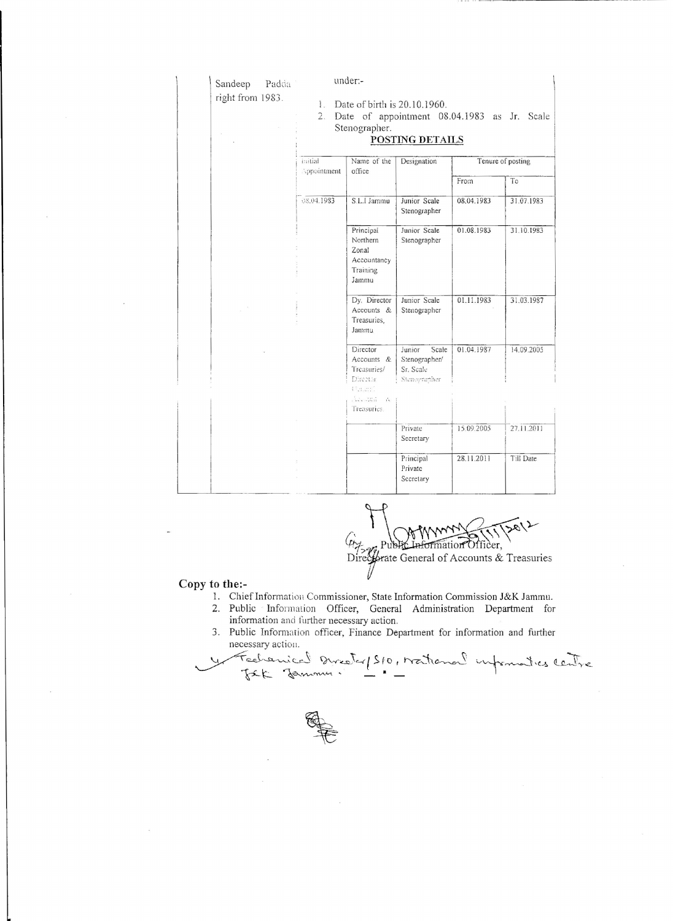| | |
|---|---|
| Sandeep Padda right from 1983. | under:- |

1. Date of birth is 20.10.1960.
2. Date of appointment 08.04.1983 as Jr. Scale Stenographer.

**POSTING DETAILS**

| Initial Appointment | Name of the office | Designation | Tenure of posting | |
|---|---|---|---|---|
| | | | From | To |
| 08.04.1983 | S.L.I Jammu | Junior Scale Stenographer | 08.04.1983 | 31.07.1983 |
| | Principal Northern Zonal Accountancy Training Jammu | Junior Scale Stenographer | 01.08.1983 | 31.10.1983 |
| | Dy. Director Accounts & Treasuries, Jammu | Junior Scale Stenographer | 01.11.1983 | 31.03.1987 |
| | Director Accounts & Treasuries/ Director General Accounts & Treasuries. | Junior Scale Stenographer/ Sr. Scale Stenographer | 01.04.1987 | 14.09.2005 |
| | | Private Secretary | 15.09.2005 | 27.11.2011 |
| | | Principal Private Secretary | 28.11.2011 | Till Date |

Public Information Officer,
Directorate General of Accounts & Treasuries

**Copy to the:-**

1. Chief Information Commissioner, State Information Commission J&K Jammu.
2. Public Information Officer, General Administration Department for information and further necessary action.
3. Public Information officer, Finance Department for information and further necessary action.
4. Technical Director/SIO, National Informatics Centre J&K Jammu.